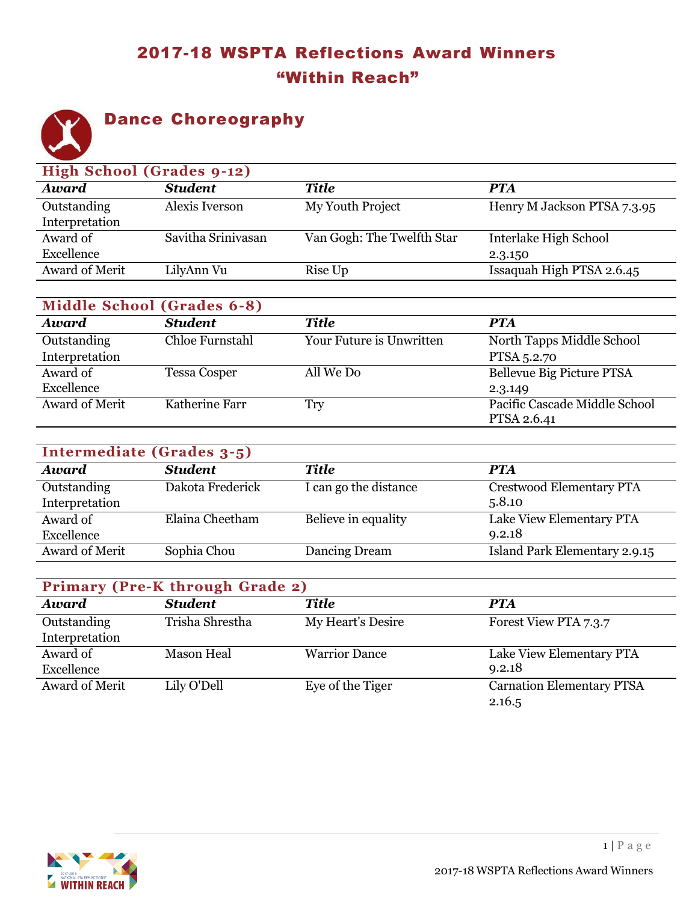# 2017-18 WSPTA Reflections Award Winners
# "Within Reach"

## Dance Choreography

### High School (Grades 9-12)

| *Award* | *Student* | *Title* | *PTA* |
|---|---|---|---|
| Outstanding Interpretation | Alexis Iverson | My Youth Project | Henry M Jackson PTSA 7.3.95 |
| Award of Excellence | Savitha Srinivasan | Van Gogh: The Twelfth Star | Interlake High School 2.3.150 |
| Award of Merit | LilyAnn Vu | Rise Up | Issaquah High PTSA 2.6.45 |

### Middle School (Grades 6-8)

| *Award* | *Student* | *Title* | *PTA* |
|---|---|---|---|
| Outstanding Interpretation | Chloe Furnstahl | Your Future is Unwritten | North Tapps Middle School PTSA 5.2.70 |
| Award of Excellence | Tessa Cosper | All We Do | Bellevue Big Picture PTSA 2.3.149 |
| Award of Merit | Katherine Farr | Try | Pacific Cascade Middle School PTSA 2.6.41 |

### Intermediate (Grades 3-5)

| *Award* | *Student* | *Title* | *PTA* |
|---|---|---|---|
| Outstanding Interpretation | Dakota Frederick | I can go the distance | Crestwood Elementary PTA 5.8.10 |
| Award of Excellence | Elaina Cheetham | Believe in equality | Lake View Elementary PTA 9.2.18 |
| Award of Merit | Sophia Chou | Dancing Dream | Island Park Elementary 2.9.15 |

### Primary (Pre-K through Grade 2)

| *Award* | *Student* | *Title* | *PTA* |
|---|---|---|---|
| Outstanding Interpretation | Trisha Shrestha | My Heart's Desire | Forest View PTA 7.3.7 |
| Award of Excellence | Mason Heal | Warrior Dance | Lake View Elementary PTA 9.2.18 |
| Award of Merit | Lily O'Dell | Eye of the Tiger | Carnation Elementary PTSA 2.16.5 |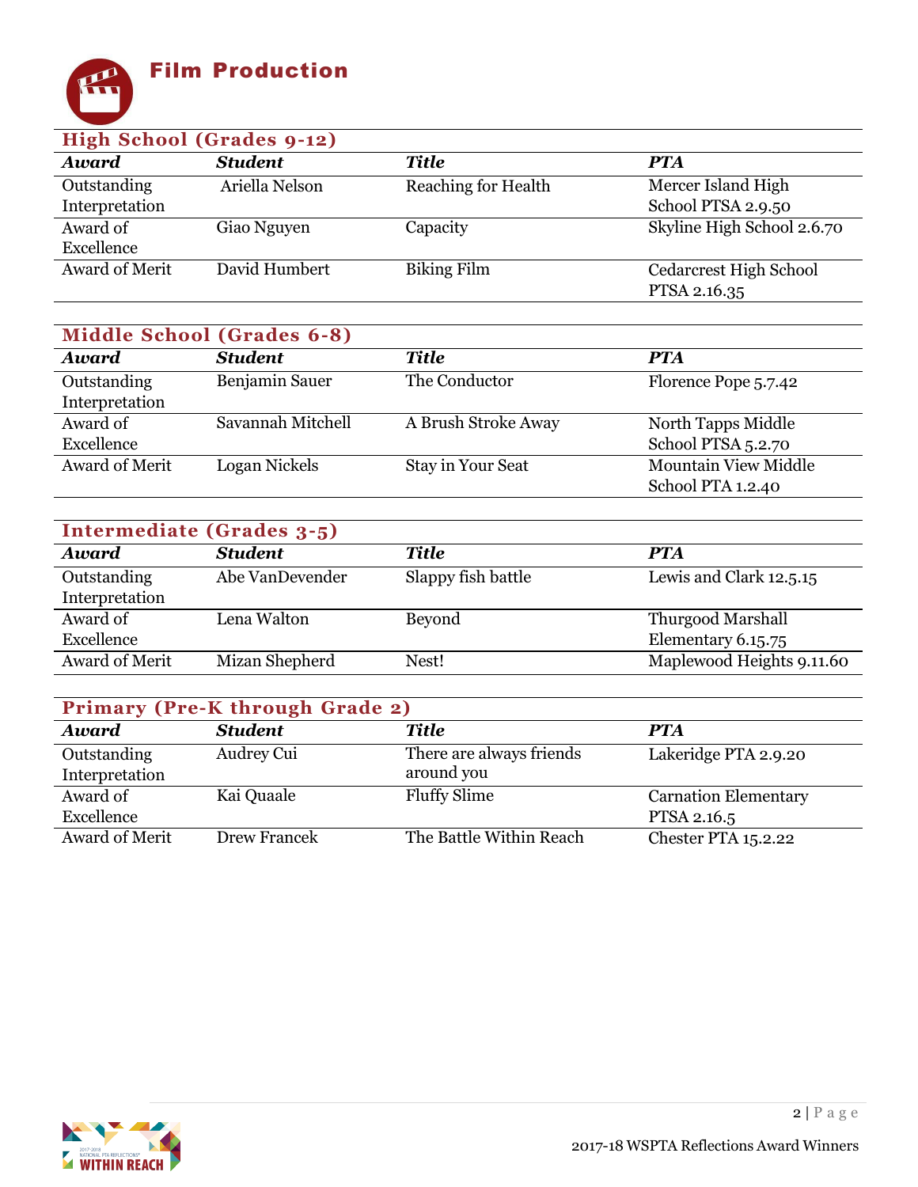# Film Production

## High School (Grades 9-12)

| *Award* | *Student* | *Title* | *PTA* |
|---|---|---|---|
| Outstanding Interpretation | Ariella Nelson | Reaching for Health | Mercer Island High School PTSA 2.9.50 |
| Award of Excellence | Giao Nguyen | Capacity | Skyline High School 2.6.70 |
| Award of Merit | David Humbert | Biking Film | Cedarcrest High School PTSA 2.16.35 |

## Middle School (Grades 6-8)

| *Award* | *Student* | *Title* | *PTA* |
|---|---|---|---|
| Outstanding Interpretation | Benjamin Sauer | The Conductor | Florence Pope 5.7.42 |
| Award of Excellence | Savannah Mitchell | A Brush Stroke Away | North Tapps Middle School PTSA 5.2.70 |
| Award of Merit | Logan Nickels | Stay in Your Seat | Mountain View Middle School PTA 1.2.40 |

## Intermediate (Grades 3-5)

| *Award* | *Student* | *Title* | *PTA* |
|---|---|---|---|
| Outstanding Interpretation | Abe VanDevender | Slappy fish battle | Lewis and Clark 12.5.15 |
| Award of Excellence | Lena Walton | Beyond | Thurgood Marshall Elementary 6.15.75 |
| Award of Merit | Mizan Shepherd | Nest! | Maplewood Heights 9.11.60 |

## Primary (Pre-K through Grade 2)

| *Award* | *Student* | *Title* | *PTA* |
|---|---|---|---|
| Outstanding Interpretation | Audrey Cui | There are always friends around you | Lakeridge PTA 2.9.20 |
| Award of Excellence | Kai Quaale | Fluffy Slime | Carnation Elementary PTSA 2.16.5 |
| Award of Merit | Drew Francek | The Battle Within Reach | Chester PTA 15.2.22 |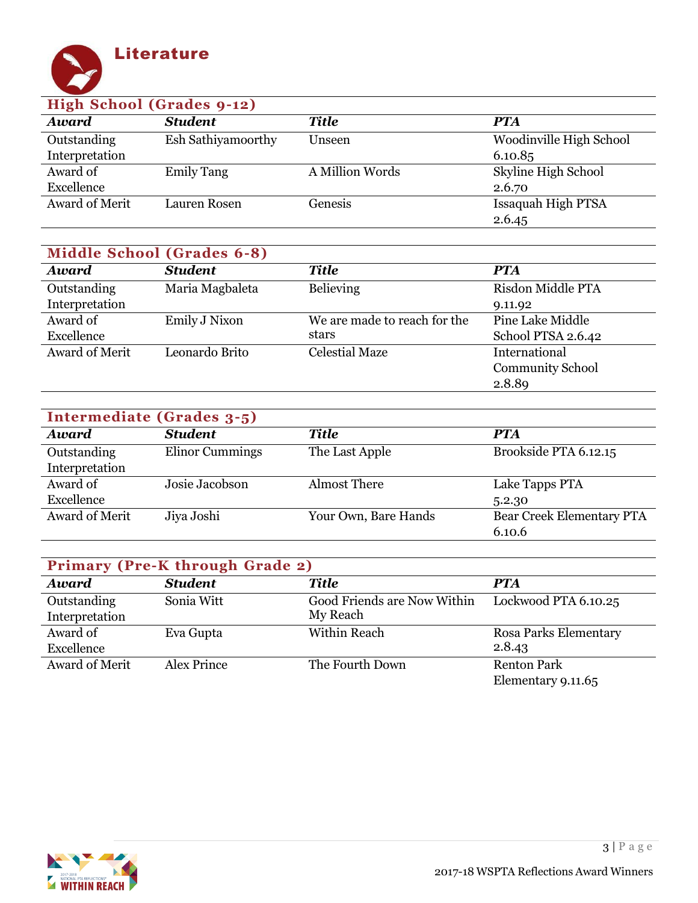# Literature

## High School (Grades 9-12)

| *Award* | *Student* | *Title* | *PTA* |
|---|---|---|---|
| Outstanding Interpretation | Esh Sathiyamoorthy | Unseen | Woodinville High School 6.10.85 |
| Award of Excellence | Emily Tang | A Million Words | Skyline High School 2.6.70 |
| Award of Merit | Lauren Rosen | Genesis | Issaquah High PTSA 2.6.45 |

## Middle School (Grades 6-8)

| *Award* | *Student* | *Title* | *PTA* |
|---|---|---|---|
| Outstanding Interpretation | Maria Magbaleta | Believing | Risdon Middle PTA 9.11.92 |
| Award of Excellence | Emily J Nixon | We are made to reach for the stars | Pine Lake Middle School PTSA 2.6.42 |
| Award of Merit | Leonardo Brito | Celestial Maze | International Community School 2.8.89 |

## Intermediate (Grades 3-5)

| *Award* | *Student* | *Title* | *PTA* |
|---|---|---|---|
| Outstanding Interpretation | Elinor Cummings | The Last Apple | Brookside PTA 6.12.15 |
| Award of Excellence | Josie Jacobson | Almost There | Lake Tapps PTA 5.2.30 |
| Award of Merit | Jiya Joshi | Your Own, Bare Hands | Bear Creek Elementary PTA 6.10.6 |

## Primary (Pre-K through Grade 2)

| *Award* | *Student* | *Title* | *PTA* |
|---|---|---|---|
| Outstanding Interpretation | Sonia Witt | Good Friends are Now Within My Reach | Lockwood PTA 6.10.25 |
| Award of Excellence | Eva Gupta | Within Reach | Rosa Parks Elementary 2.8.43 |
| Award of Merit | Alex Prince | The Fourth Down | Renton Park Elementary 9.11.65 |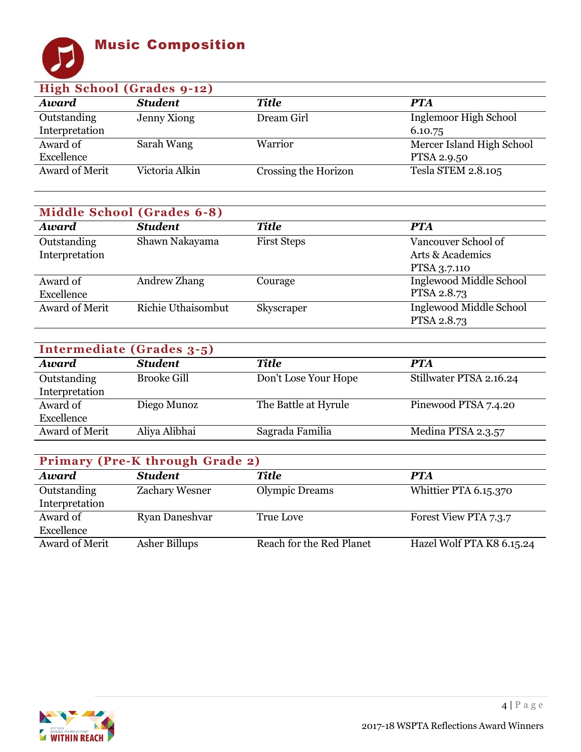# Music Composition

## High School (Grades 9-12)

| Award | Student | Title | PTA |
| --- | --- | --- | --- |
| Outstanding Interpretation | Jenny Xiong | Dream Girl | Inglemoor High School 6.10.75 |
| Award of Excellence | Sarah Wang | Warrior | Mercer Island High School PTSA 2.9.50 |
| Award of Merit | Victoria Alkin | Crossing the Horizon | Tesla STEM 2.8.105 |

## Middle School (Grades 6-8)

| Award | Student | Title | PTA |
| --- | --- | --- | --- |
| Outstanding Interpretation | Shawn Nakayama | First Steps | Vancouver School of Arts & Academics PTSA 3.7.110 |
| Award of Excellence | Andrew Zhang | Courage | Inglewood Middle School PTSA 2.8.73 |
| Award of Merit | Richie Uthaisombut | Skyscraper | Inglewood Middle School PTSA 2.8.73 |

## Intermediate (Grades 3-5)

| Award | Student | Title | PTA |
| --- | --- | --- | --- |
| Outstanding Interpretation | Brooke Gill | Don't Lose Your Hope | Stillwater PTSA 2.16.24 |
| Award of Excellence | Diego Munoz | The Battle at Hyrule | Pinewood PTSA 7.4.20 |
| Award of Merit | Aliya Alibhai | Sagrada Familia | Medina PTSA 2.3.57 |

## Primary (Pre-K through Grade 2)

| Award | Student | Title | PTA |
| --- | --- | --- | --- |
| Outstanding Interpretation | Zachary Wesner | Olympic Dreams | Whittier PTA 6.15.370 |
| Award of Excellence | Ryan Daneshvar | True Love | Forest View PTA 7.3.7 |
| Award of Merit | Asher Billups | Reach for the Red Planet | Hazel Wolf PTA K8 6.15.24 |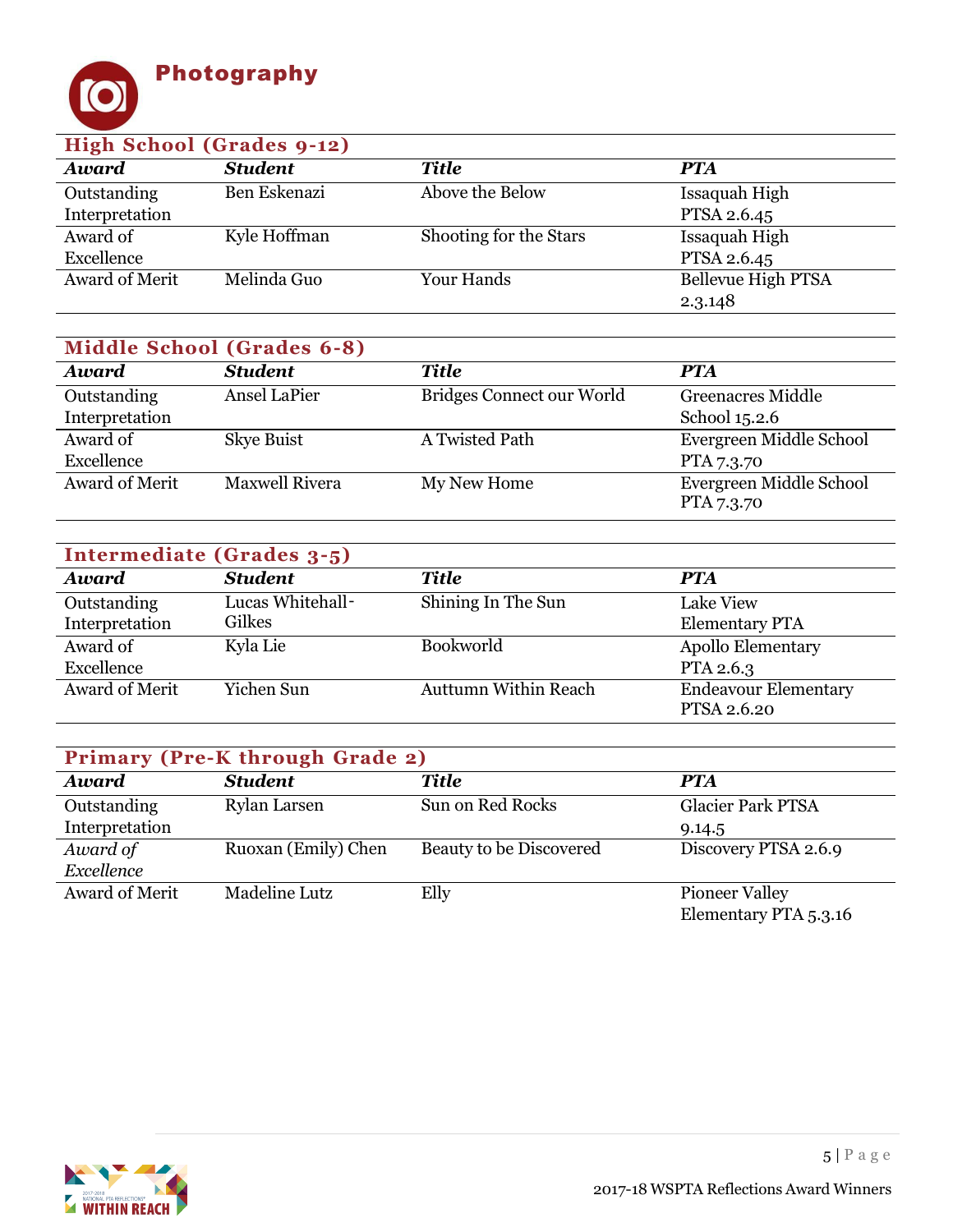# Photography

## High School (Grades 9-12)

| *Award* | *Student* | *Title* | *PTA* |
|---|---|---|---|
| Outstanding Interpretation | Ben Eskenazi | Above the Below | Issaquah High PTSA 2.6.45 |
| Award of Excellence | Kyle Hoffman | Shooting for the Stars | Issaquah High PTSA 2.6.45 |
| Award of Merit | Melinda Guo | Your Hands | Bellevue High PTSA 2.3.148 |

## Middle School (Grades 6-8)

| *Award* | *Student* | *Title* | *PTA* |
|---|---|---|---|
| Outstanding Interpretation | Ansel LaPier | Bridges Connect our World | Greenacres Middle School 15.2.6 |
| Award of Excellence | Skye Buist | A Twisted Path | Evergreen Middle School PTA 7.3.70 |
| Award of Merit | Maxwell Rivera | My New Home | Evergreen Middle School PTA 7.3.70 |

## Intermediate (Grades 3-5)

| *Award* | *Student* | *Title* | *PTA* |
|---|---|---|---|
| Outstanding Interpretation | Lucas Whitehall-Gilkes | Shining In The Sun | Lake View Elementary PTA |
| Award of Excellence | Kyla Lie | Bookworld | Apollo Elementary PTA 2.6.3 |
| Award of Merit | Yichen Sun | Auttumn Within Reach | Endeavour Elementary PTSA 2.6.20 |

## Primary (Pre-K through Grade 2)

| *Award* | *Student* | *Title* | *PTA* |
|---|---|---|---|
| Outstanding Interpretation | Rylan Larsen | Sun on Red Rocks | Glacier Park PTSA 9.14.5 |
| *Award of Excellence* | Ruoxan (Emily) Chen | Beauty to be Discovered | Discovery PTSA 2.6.9 |
| Award of Merit | Madeline Lutz | Elly | Pioneer Valley Elementary PTA 5.3.16 |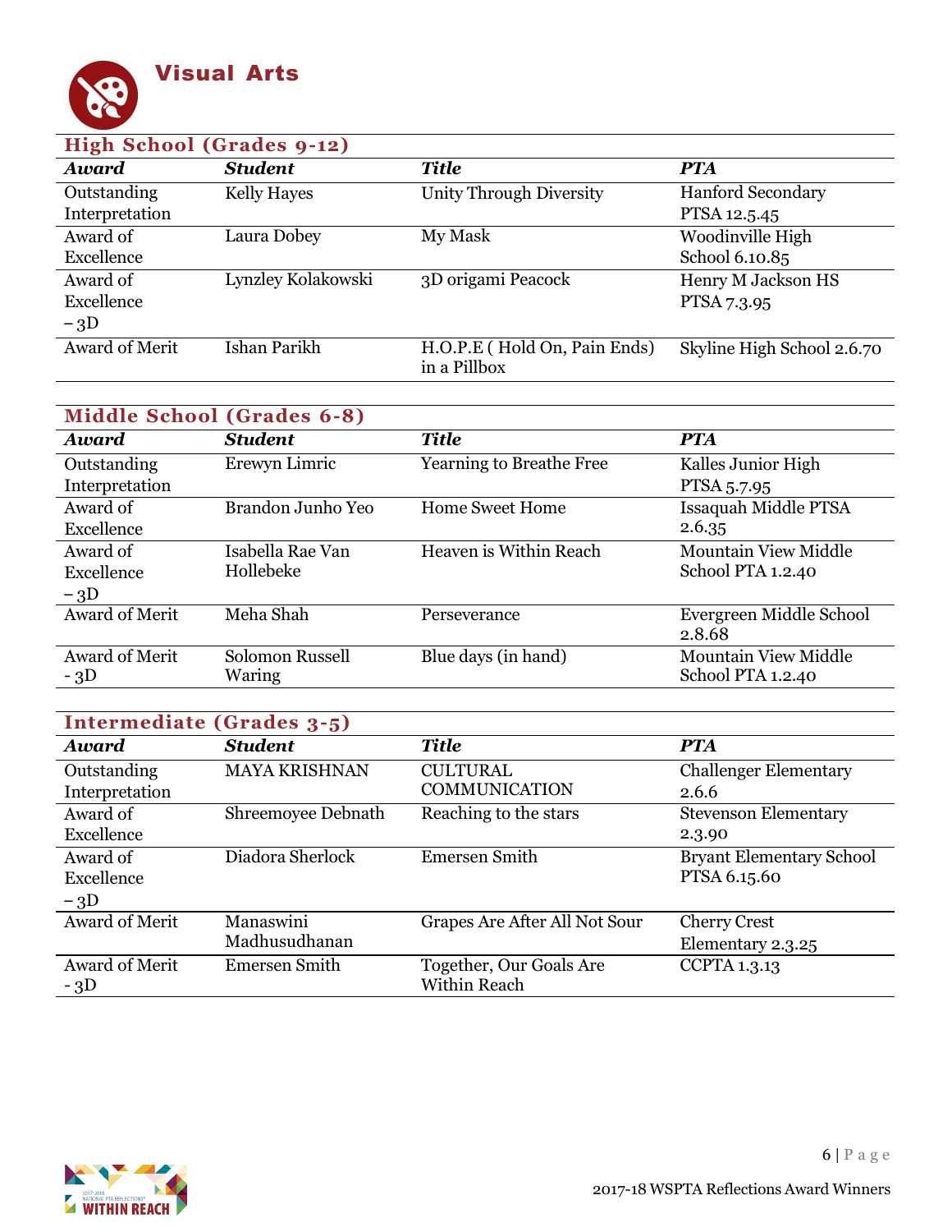# Visual Arts

## High School (Grades 9-12)

| *Award* | *Student* | *Title* | *PTA* |
|---|---|---|---|
| Outstanding Interpretation | Kelly Hayes | Unity Through Diversity | Hanford Secondary PTSA 12.5.45 |
| Award of Excellence | Laura Dobey | My Mask | Woodinville High School 6.10.85 |
| Award of Excellence – 3D | Lynzley Kolakowski | 3D origami Peacock | Henry M Jackson HS PTSA 7.3.95 |
| Award of Merit | Ishan Parikh | H.O.P.E ( Hold On, Pain Ends) in a Pillbox | Skyline High School 2.6.70 |

## Middle School (Grades 6-8)

| *Award* | *Student* | *Title* | *PTA* |
|---|---|---|---|
| Outstanding Interpretation | Erewyn Limric | Yearning to Breathe Free | Kalles Junior High PTSA 5.7.95 |
| Award of Excellence | Brandon Junho Yeo | Home Sweet Home | Issaquah Middle PTSA 2.6.35 |
| Award of Excellence – 3D | Isabella Rae Van Hollebeke | Heaven is Within Reach | Mountain View Middle School PTA 1.2.40 |
| Award of Merit | Meha Shah | Perseverance | Evergreen Middle School 2.8.68 |
| Award of Merit - 3D | Solomon Russell Waring | Blue days (in hand) | Mountain View Middle School PTA 1.2.40 |

## Intermediate (Grades 3-5)

| *Award* | *Student* | *Title* | *PTA* |
|---|---|---|---|
| Outstanding Interpretation | MAYA KRISHNAN | CULTURAL COMMUNICATION | Challenger Elementary 2.6.6 |
| Award of Excellence | Shreemoyee Debnath | Reaching to the stars | Stevenson Elementary 2.3.90 |
| Award of Excellence – 3D | Diadora Sherlock | Emersen Smith | Bryant Elementary School PTSA 6.15.60 |
| Award of Merit | Manaswini Madhusudhanan | Grapes Are After All Not Sour | Cherry Crest Elementary 2.3.25 |
| Award of Merit - 3D | Emersen Smith | Together, Our Goals Are Within Reach | CCPTA 1.3.13 |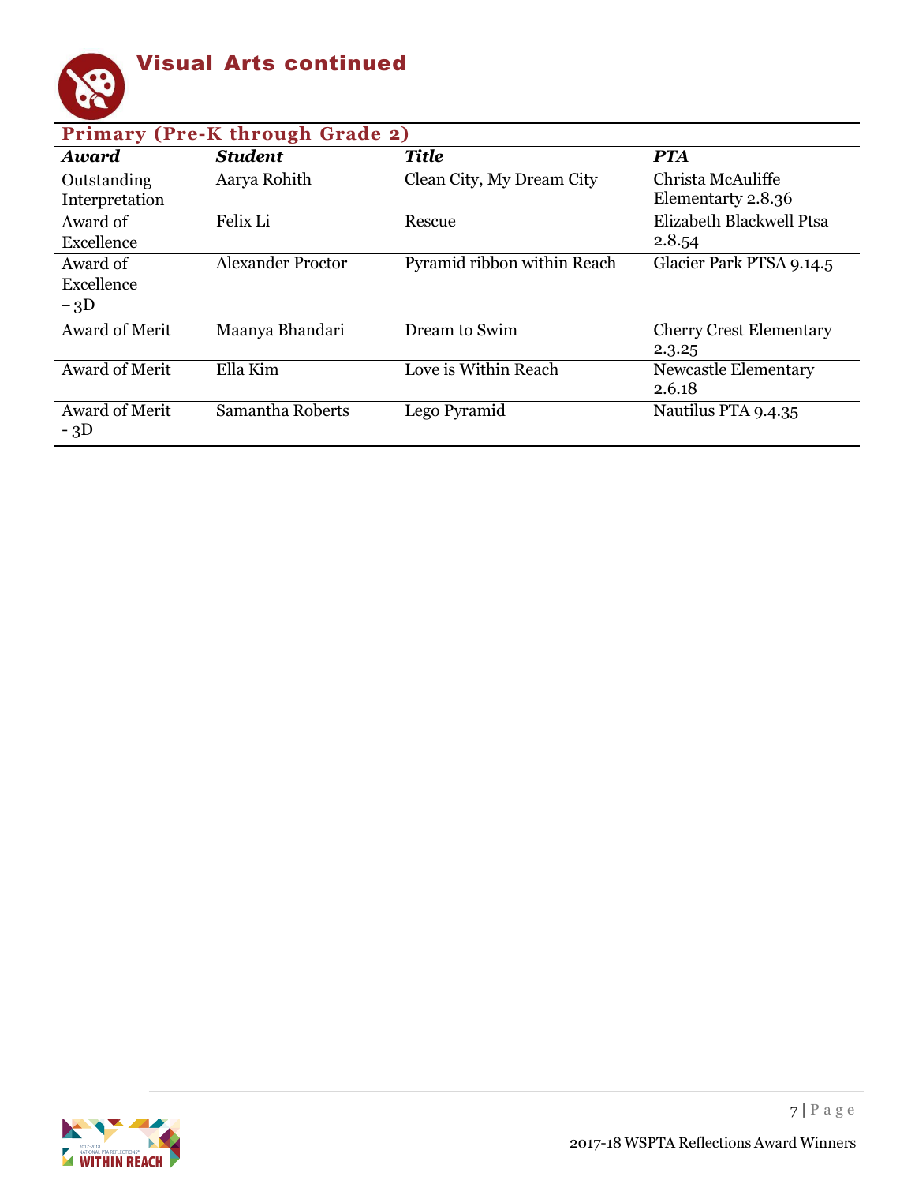# Visual Arts continued

## Primary (Pre-K through Grade 2)

| *Award* | *Student* | *Title* | *PTA* |
|---|---|---|---|
| Outstanding Interpretation | Aarya Rohith | Clean City, My Dream City | Christa McAuliffe Elementarty 2.8.36 |
| Award of Excellence | Felix Li | Rescue | Elizabeth Blackwell Ptsa 2.8.54 |
| Award of Excellence – 3D | Alexander Proctor | Pyramid ribbon within Reach | Glacier Park PTSA 9.14.5 |
| Award of Merit | Maanya Bhandari | Dream to Swim | Cherry Crest Elementary 2.3.25 |
| Award of Merit | Ella Kim | Love is Within Reach | Newcastle Elementary 2.6.18 |
| Award of Merit - 3D | Samantha Roberts | Lego Pyramid | Nautilus PTA 9.4.35 |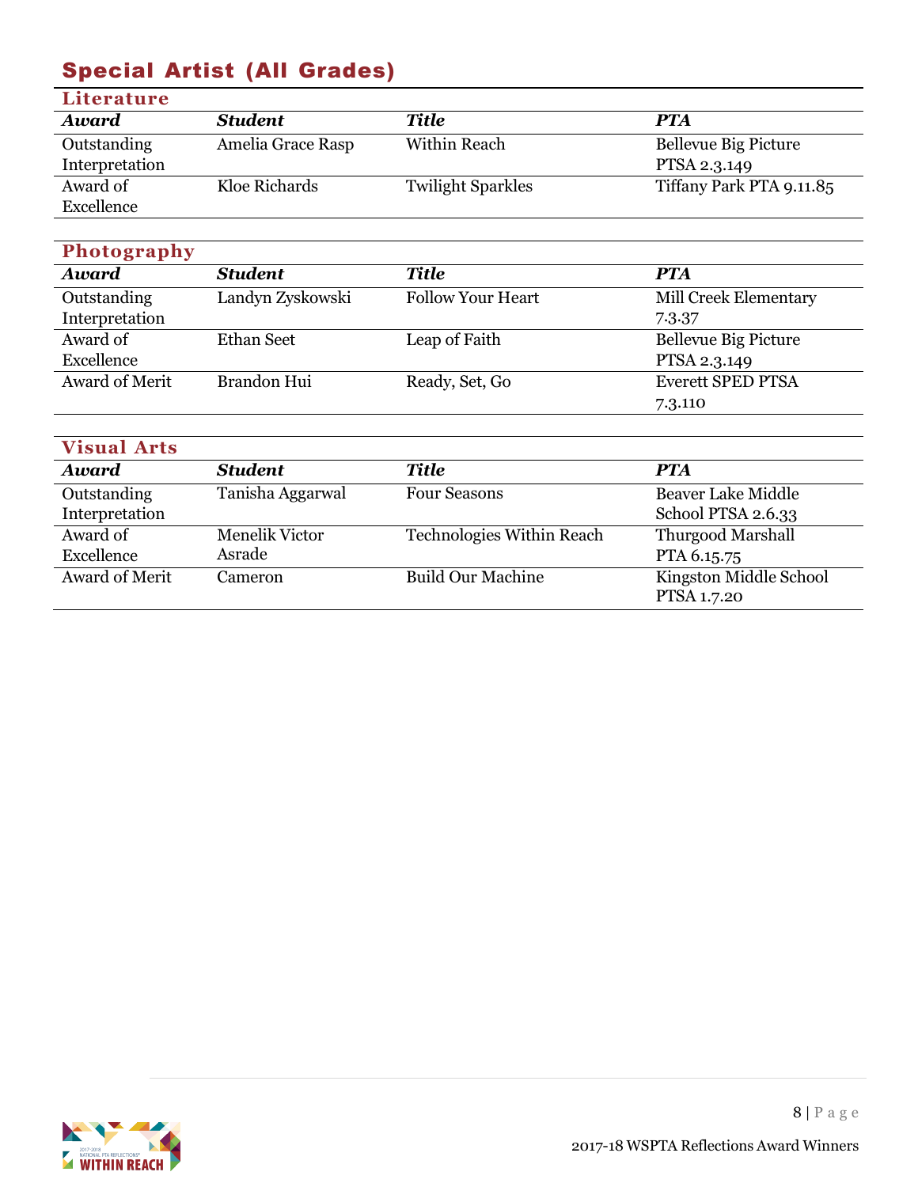# Special Artist (All Grades)

## Literature

| *Award* | *Student* | *Title* | *PTA* |
|---|---|---|---|
| Outstanding Interpretation | Amelia Grace Rasp | Within Reach | Bellevue Big Picture PTSA 2.3.149 |
| Award of Excellence | Kloe Richards | Twilight Sparkles | Tiffany Park PTA 9.11.85 |

## Photography

| *Award* | *Student* | *Title* | *PTA* |
|---|---|---|---|
| Outstanding Interpretation | Landyn Zyskowski | Follow Your Heart | Mill Creek Elementary 7.3.37 |
| Award of Excellence | Ethan Seet | Leap of Faith | Bellevue Big Picture PTSA 2.3.149 |
| Award of Merit | Brandon Hui | Ready, Set, Go | Everett SPED PTSA 7.3.110 |

## Visual Arts

| *Award* | *Student* | *Title* | *PTA* |
|---|---|---|---|
| Outstanding Interpretation | Tanisha Aggarwal | Four Seasons | Beaver Lake Middle School PTSA 2.6.33 |
| Award of Excellence | Menelik Victor Asrade | Technologies Within Reach | Thurgood Marshall PTA 6.15.75 |
| Award of Merit | Cameron | Build Our Machine | Kingston Middle School PTSA 1.7.20 |